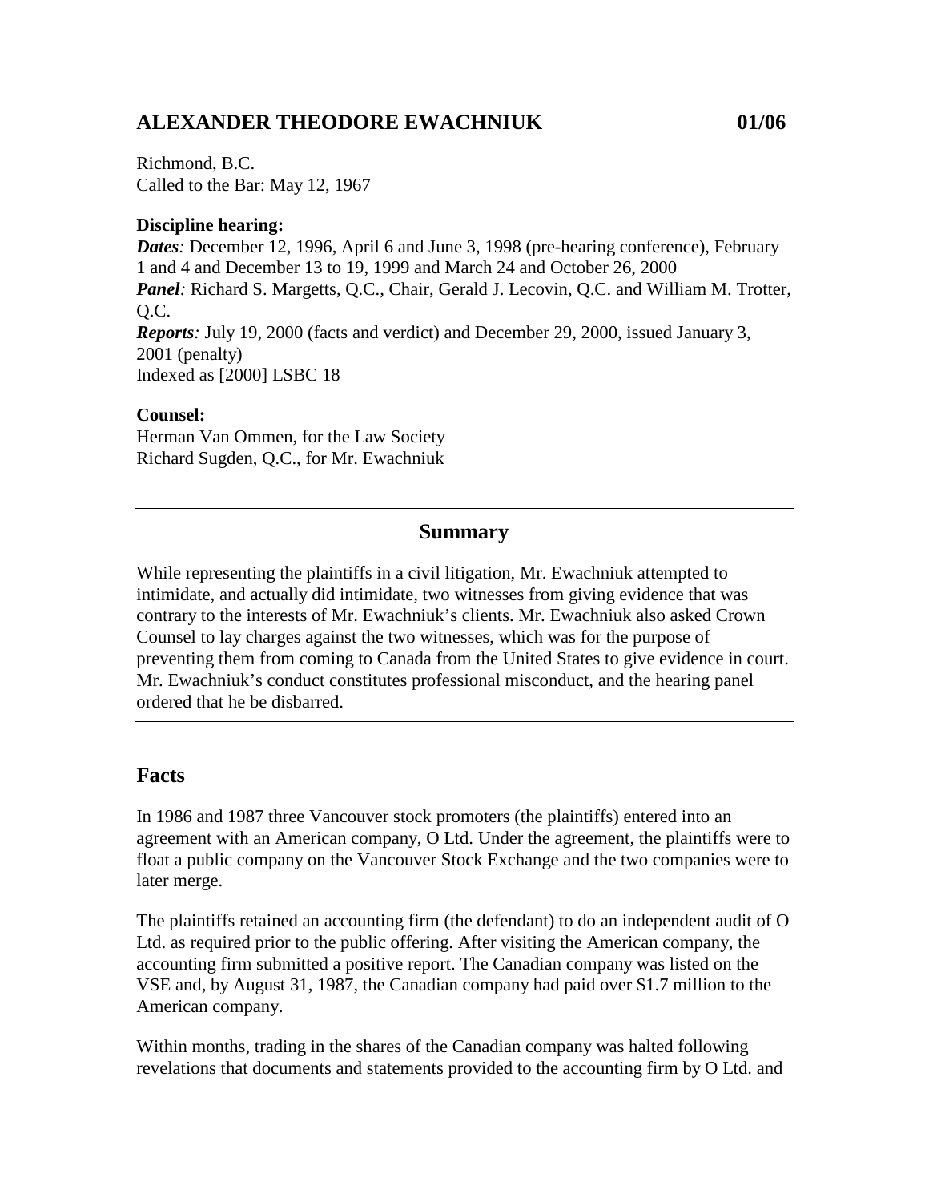# ALEXANDER THEODORE EWACHNIUK 01/06

Richmond, B.C.
Called to the Bar: May 12, 1967

**Discipline hearing:**
***Dates**:* December 12, 1996, April 6 and June 3, 1998 (pre-hearing conference), February 1 and 4 and December 13 to 19, 1999 and March 24 and October 26, 2000
***Panel**:* Richard S. Margetts, Q.C., Chair, Gerald J. Lecovin, Q.C. and William M. Trotter, Q.C.
***Reports**:* July 19, 2000 (facts and verdict) and December 29, 2000, issued January 3, 2001 (penalty)
Indexed as [2000] LSBC 18

**Counsel:**
Herman Van Ommen, for the Law Society
Richard Sugden, Q.C., for Mr. Ewachniuk

---

## Summary

While representing the plaintiffs in a civil litigation, Mr. Ewachniuk attempted to intimidate, and actually did intimidate, two witnesses from giving evidence that was contrary to the interests of Mr. Ewachniuk's clients. Mr. Ewachniuk also asked Crown Counsel to lay charges against the two witnesses, which was for the purpose of preventing them from coming to Canada from the United States to give evidence in court. Mr. Ewachniuk's conduct constitutes professional misconduct, and the hearing panel ordered that he be disbarred.

---

## Facts

In 1986 and 1987 three Vancouver stock promoters (the plaintiffs) entered into an agreement with an American company, O Ltd. Under the agreement, the plaintiffs were to float a public company on the Vancouver Stock Exchange and the two companies were to later merge.

The plaintiffs retained an accounting firm (the defendant) to do an independent audit of O Ltd. as required prior to the public offering. After visiting the American company, the accounting firm submitted a positive report. The Canadian company was listed on the VSE and, by August 31, 1987, the Canadian company had paid over $1.7 million to the American company.

Within months, trading in the shares of the Canadian company was halted following revelations that documents and statements provided to the accounting firm by O Ltd. and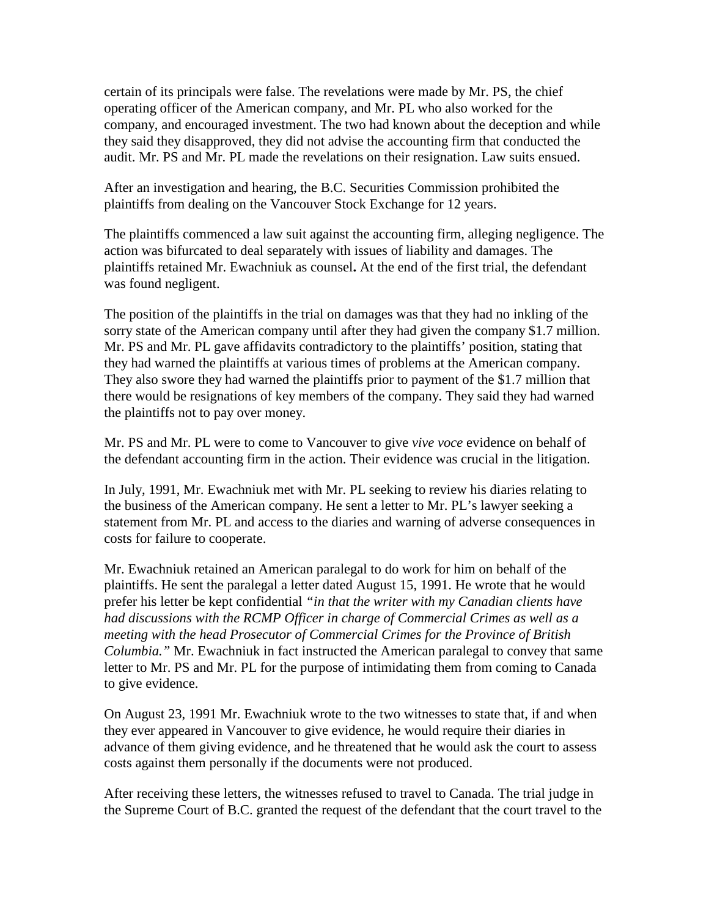certain of its principals were false. The revelations were made by Mr. PS, the chief operating officer of the American company, and Mr. PL who also worked for the company, and encouraged investment. The two had known about the deception and while they said they disapproved, they did not advise the accounting firm that conducted the audit. Mr. PS and Mr. PL made the revelations on their resignation. Law suits ensued.

After an investigation and hearing, the B.C. Securities Commission prohibited the plaintiffs from dealing on the Vancouver Stock Exchange for 12 years.

The plaintiffs commenced a law suit against the accounting firm, alleging negligence. The action was bifurcated to deal separately with issues of liability and damages. The plaintiffs retained Mr. Ewachniuk as counsel**.** At the end of the first trial, the defendant was found negligent.

The position of the plaintiffs in the trial on damages was that they had no inkling of the sorry state of the American company until after they had given the company $1.7 million. Mr. PS and Mr. PL gave affidavits contradictory to the plaintiffs' position, stating that they had warned the plaintiffs at various times of problems at the American company. They also swore they had warned the plaintiffs prior to payment of the $1.7 million that there would be resignations of key members of the company. They said they had warned the plaintiffs not to pay over money.

Mr. PS and Mr. PL were to come to Vancouver to give *vive voce* evidence on behalf of the defendant accounting firm in the action. Their evidence was crucial in the litigation.

In July, 1991, Mr. Ewachniuk met with Mr. PL seeking to review his diaries relating to the business of the American company. He sent a letter to Mr. PL's lawyer seeking a statement from Mr. PL and access to the diaries and warning of adverse consequences in costs for failure to cooperate.

Mr. Ewachniuk retained an American paralegal to do work for him on behalf of the plaintiffs. He sent the paralegal a letter dated August 15, 1991. He wrote that he would prefer his letter be kept confidential *"in that the writer with my Canadian clients have had discussions with the RCMP Officer in charge of Commercial Crimes as well as a meeting with the head Prosecutor of Commercial Crimes for the Province of British Columbia."* Mr. Ewachniuk in fact instructed the American paralegal to convey that same letter to Mr. PS and Mr. PL for the purpose of intimidating them from coming to Canada to give evidence.

On August 23, 1991 Mr. Ewachniuk wrote to the two witnesses to state that, if and when they ever appeared in Vancouver to give evidence, he would require their diaries in advance of them giving evidence, and he threatened that he would ask the court to assess costs against them personally if the documents were not produced.

After receiving these letters, the witnesses refused to travel to Canada. The trial judge in the Supreme Court of B.C. granted the request of the defendant that the court travel to the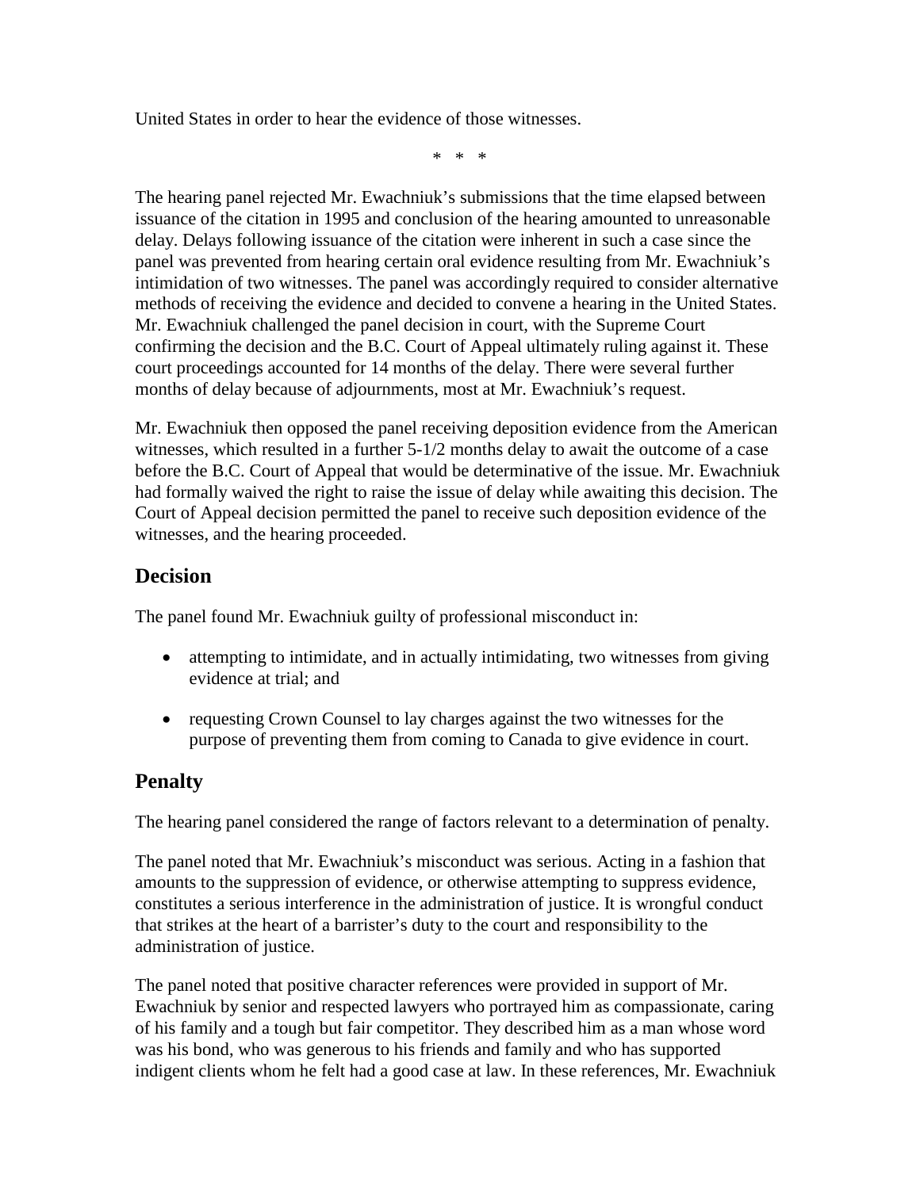United States in order to hear the evidence of those witnesses.

\* \* \*

The hearing panel rejected Mr. Ewachniuk's submissions that the time elapsed between issuance of the citation in 1995 and conclusion of the hearing amounted to unreasonable delay. Delays following issuance of the citation were inherent in such a case since the panel was prevented from hearing certain oral evidence resulting from Mr. Ewachniuk's intimidation of two witnesses. The panel was accordingly required to consider alternative methods of receiving the evidence and decided to convene a hearing in the United States. Mr. Ewachniuk challenged the panel decision in court, with the Supreme Court confirming the decision and the B.C. Court of Appeal ultimately ruling against it. These court proceedings accounted for 14 months of the delay. There were several further months of delay because of adjournments, most at Mr. Ewachniuk's request.

Mr. Ewachniuk then opposed the panel receiving deposition evidence from the American witnesses, which resulted in a further 5-1/2 months delay to await the outcome of a case before the B.C. Court of Appeal that would be determinative of the issue. Mr. Ewachniuk had formally waived the right to raise the issue of delay while awaiting this decision. The Court of Appeal decision permitted the panel to receive such deposition evidence of the witnesses, and the hearing proceeded.

## Decision

The panel found Mr. Ewachniuk guilty of professional misconduct in:

- attempting to intimidate, and in actually intimidating, two witnesses from giving evidence at trial; and
- requesting Crown Counsel to lay charges against the two witnesses for the purpose of preventing them from coming to Canada to give evidence in court.

## Penalty

The hearing panel considered the range of factors relevant to a determination of penalty.

The panel noted that Mr. Ewachniuk's misconduct was serious. Acting in a fashion that amounts to the suppression of evidence, or otherwise attempting to suppress evidence, constitutes a serious interference in the administration of justice. It is wrongful conduct that strikes at the heart of a barrister's duty to the court and responsibility to the administration of justice.

The panel noted that positive character references were provided in support of Mr. Ewachniuk by senior and respected lawyers who portrayed him as compassionate, caring of his family and a tough but fair competitor. They described him as a man whose word was his bond, who was generous to his friends and family and who has supported indigent clients whom he felt had a good case at law. In these references, Mr. Ewachniuk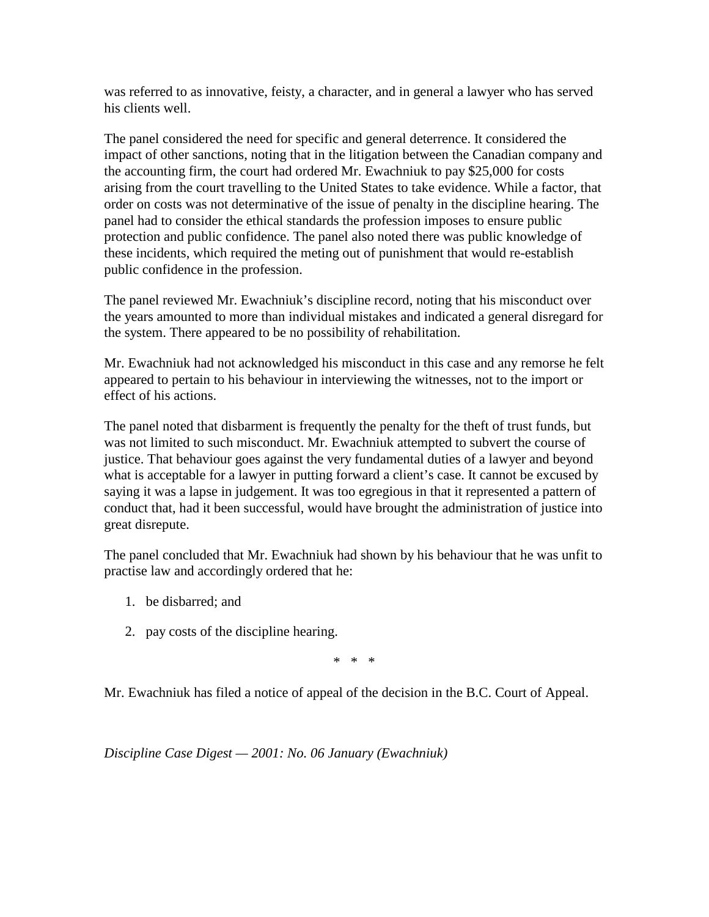was referred to as innovative, feisty, a character, and in general a lawyer who has served his clients well.

The panel considered the need for specific and general deterrence. It considered the impact of other sanctions, noting that in the litigation between the Canadian company and the accounting firm, the court had ordered Mr. Ewachniuk to pay $25,000 for costs arising from the court travelling to the United States to take evidence. While a factor, that order on costs was not determinative of the issue of penalty in the discipline hearing. The panel had to consider the ethical standards the profession imposes to ensure public protection and public confidence. The panel also noted there was public knowledge of these incidents, which required the meting out of punishment that would re-establish public confidence in the profession.

The panel reviewed Mr. Ewachniuk's discipline record, noting that his misconduct over the years amounted to more than individual mistakes and indicated a general disregard for the system. There appeared to be no possibility of rehabilitation.

Mr. Ewachniuk had not acknowledged his misconduct in this case and any remorse he felt appeared to pertain to his behaviour in interviewing the witnesses, not to the import or effect of his actions.

The panel noted that disbarment is frequently the penalty for the theft of trust funds, but was not limited to such misconduct. Mr. Ewachniuk attempted to subvert the course of justice. That behaviour goes against the very fundamental duties of a lawyer and beyond what is acceptable for a lawyer in putting forward a client's case. It cannot be excused by saying it was a lapse in judgement. It was too egregious in that it represented a pattern of conduct that, had it been successful, would have brought the administration of justice into great disrepute.

The panel concluded that Mr. Ewachniuk had shown by his behaviour that he was unfit to practise law and accordingly ordered that he:

1. be disbarred; and
2. pay costs of the discipline hearing.

\* \* \*

Mr. Ewachniuk has filed a notice of appeal of the decision in the B.C. Court of Appeal.

*Discipline Case Digest — 2001: No. 06 January (Ewachniuk)*